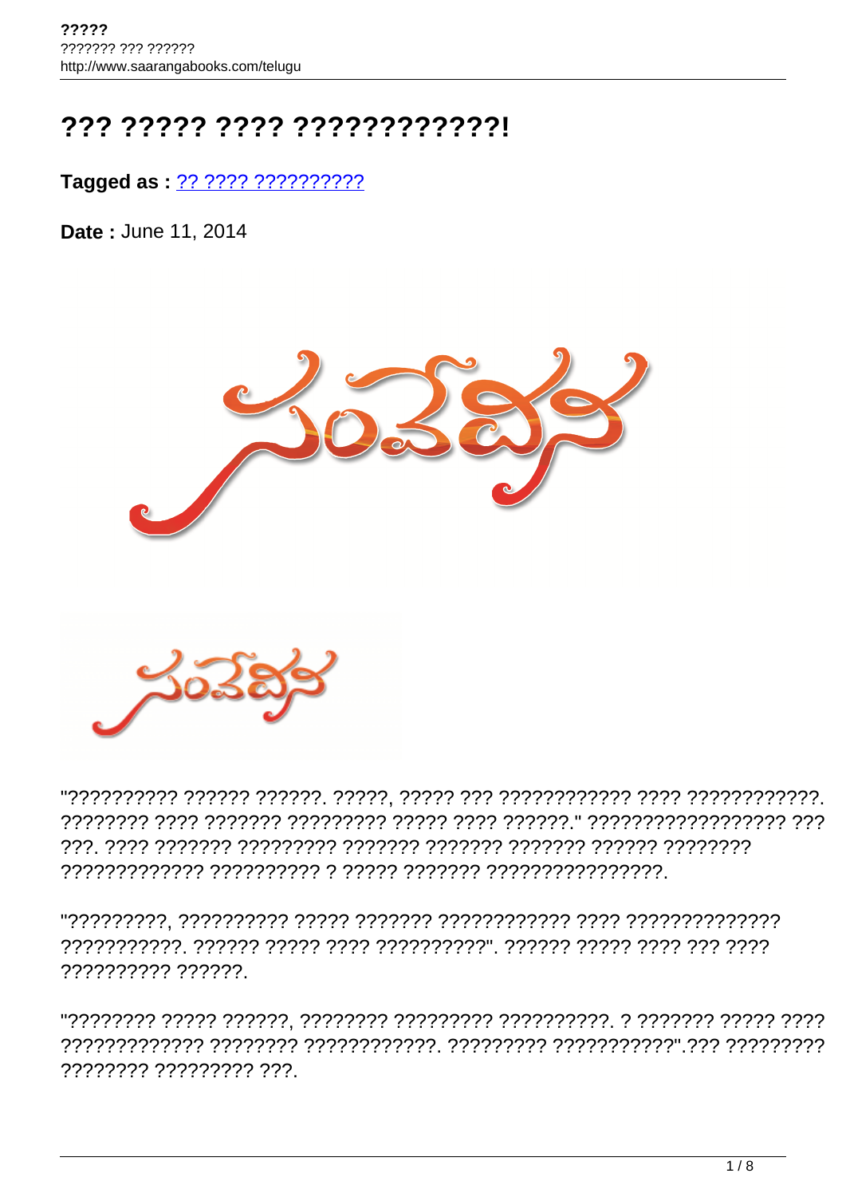# ??? ????? ???? ????????????!

**Tagged as :** ?? ???? ??????????

**Date :** June 11, 2014

"?????????? ?????? ??????. ?????, ????? ??? ???????????? ???? ????????????. ???????? ???? ??????? ????????? ????? ???? ??????." ????????????????? ??? ???. ???? ??????? ????????? ??????? ??????? ??????? ?????? ???????? ????????????? ?????????? ? ????? ??????? ????????????????.

"?????????, ?????????? ????? ??????? ???????????? ???? ?????????????? ???????????. ?????? ????? ???? ??????????". ?????? ????? ???? ??? ???? ?????????? ??????.

"???????? ????? ??????, ???????? ????????? ??????????. ? ??????? ????? ???? ????????????? ???????? ????????????. ????????? ???????????".??? ????????? ???????? ????????? ???.